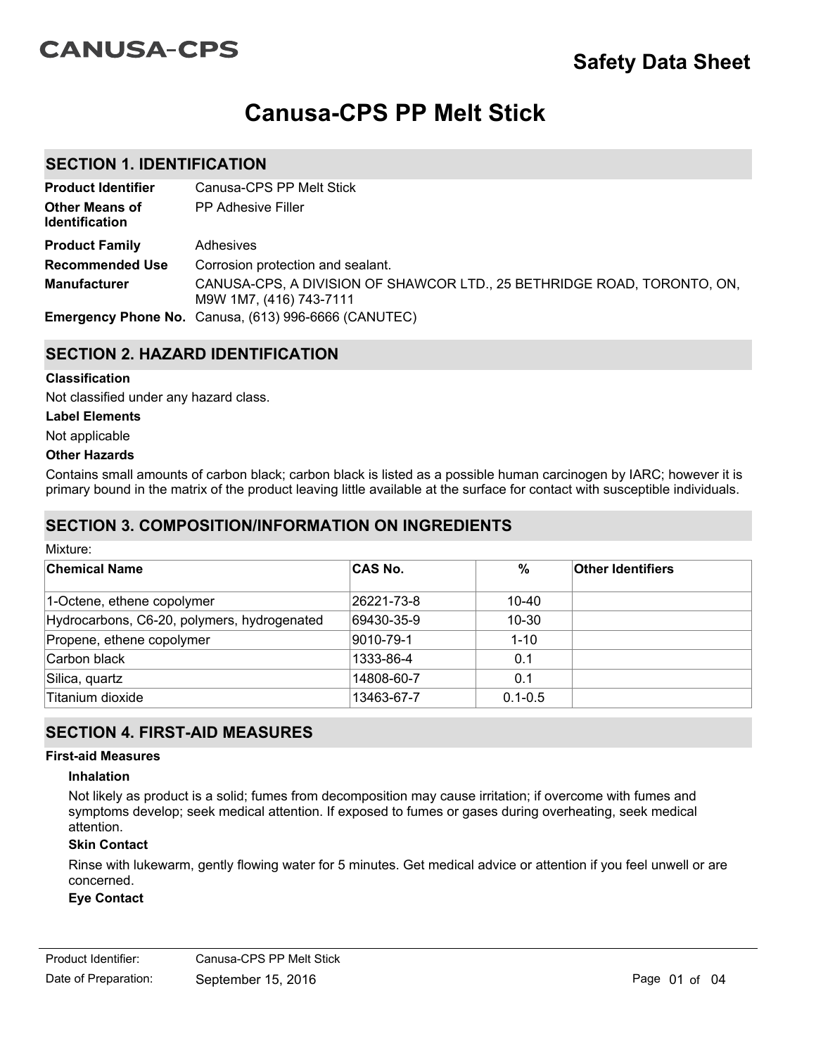CANUSA-CPS

# Safety Data Sheet

# Canusa-CPS PP Melt Stick

## SECTION 1. IDENTIFICATION

| | |
|---|---|
| **Product Identifier** | Canusa-CPS PP Melt Stick |
| **Other Means of Identification** | PP Adhesive Filler |
| **Product Family** | Adhesives |
| **Recommended Use** | Corrosion protection and sealant. |
| **Manufacturer** | CANUSA-CPS, A DIVISION OF SHAWCOR LTD., 25 BETHRIDGE ROAD, TORONTO, ON, M9W 1M7, (416) 743-7111 |
| **Emergency Phone No.** | Canusa, (613) 996-6666 (CANUTEC) |

## SECTION 2. HAZARD IDENTIFICATION

**Classification**

Not classified under any hazard class.

**Label Elements**

Not applicable

**Other Hazards**

Contains small amounts of carbon black; carbon black is listed as a possible human carcinogen by IARC; however it is primary bound in the matrix of the product leaving little available at the surface for contact with susceptible individuals.

## SECTION 3. COMPOSITION/INFORMATION ON INGREDIENTS

Mixture:

| Chemical Name | CAS No. | % | Other Identifiers |
|---|---|---|---|
| 1-Octene, ethene copolymer | 26221-73-8 | 10-40 | |
| Hydrocarbons, C6-20, polymers, hydrogenated | 69430-35-9 | 10-30 | |
| Propene, ethene copolymer | 9010-79-1 | 1-10 | |
| Carbon black | 1333-86-4 | 0.1 | |
| Silica, quartz | 14808-60-7 | 0.1 | |
| Titanium dioxide | 13463-67-7 | 0.1-0.5 | |

## SECTION 4. FIRST-AID MEASURES

**First-aid Measures**

**Inhalation**

Not likely as product is a solid; fumes from decomposition may cause irritation; if overcome with fumes and symptoms develop; seek medical attention. If exposed to fumes or gases during overheating, seek medical attention.

**Skin Contact**

Rinse with lukewarm, gently flowing water for 5 minutes. Get medical advice or attention if you feel unwell or are concerned.

**Eye Contact**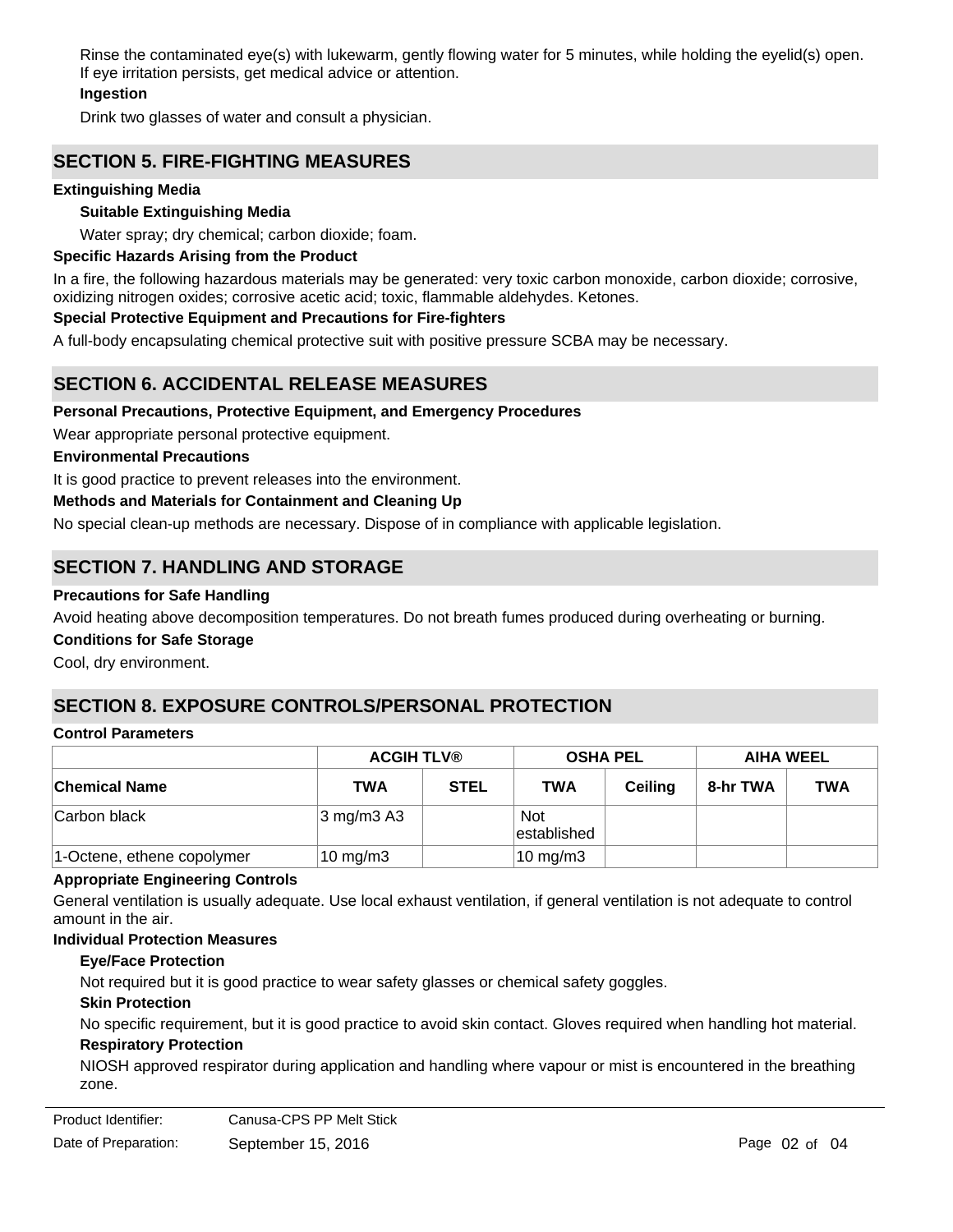Rinse the contaminated eye(s) with lukewarm, gently flowing water for 5 minutes, while holding the eyelid(s) open. If eye irritation persists, get medical advice or attention.

**Ingestion**

Drink two glasses of water and consult a physician.

## SECTION 5. FIRE-FIGHTING MEASURES

**Extinguishing Media**

**Suitable Extinguishing Media**

Water spray; dry chemical; carbon dioxide; foam.

**Specific Hazards Arising from the Product**

In a fire, the following hazardous materials may be generated: very toxic carbon monoxide, carbon dioxide; corrosive, oxidizing nitrogen oxides; corrosive acetic acid; toxic, flammable aldehydes. Ketones.

**Special Protective Equipment and Precautions for Fire-fighters**

A full-body encapsulating chemical protective suit with positive pressure SCBA may be necessary.

## SECTION 6. ACCIDENTAL RELEASE MEASURES

**Personal Precautions, Protective Equipment, and Emergency Procedures**

Wear appropriate personal protective equipment.

**Environmental Precautions**

It is good practice to prevent releases into the environment.

**Methods and Materials for Containment and Cleaning Up**

No special clean-up methods are necessary. Dispose of in compliance with applicable legislation.

## SECTION 7. HANDLING AND STORAGE

**Precautions for Safe Handling**

Avoid heating above decomposition temperatures. Do not breath fumes produced during overheating or burning.

**Conditions for Safe Storage**

Cool, dry environment.

## SECTION 8. EXPOSURE CONTROLS/PERSONAL PROTECTION

**Control Parameters**

| | ACGIH TLV® | | OSHA PEL | | AIHA WEEL | |
|---|---|---|---|---|---|---|
| **Chemical Name** | **TWA** | **STEL** | **TWA** | **Ceiling** | **8-hr TWA** | **TWA** |
| Carbon black | 3 mg/m3 A3 | | Not established | | | |
| 1-Octene, ethene copolymer | 10 mg/m3 | | 10 mg/m3 | | | |

**Appropriate Engineering Controls**

General ventilation is usually adequate. Use local exhaust ventilation, if general ventilation is not adequate to control amount in the air.

**Individual Protection Measures**

**Eye/Face Protection**

Not required but it is good practice to wear safety glasses or chemical safety goggles.

**Skin Protection**

No specific requirement, but it is good practice to avoid skin contact. Gloves required when handling hot material.

**Respiratory Protection**

NIOSH approved respirator during application and handling where vapour or mist is encountered in the breathing zone.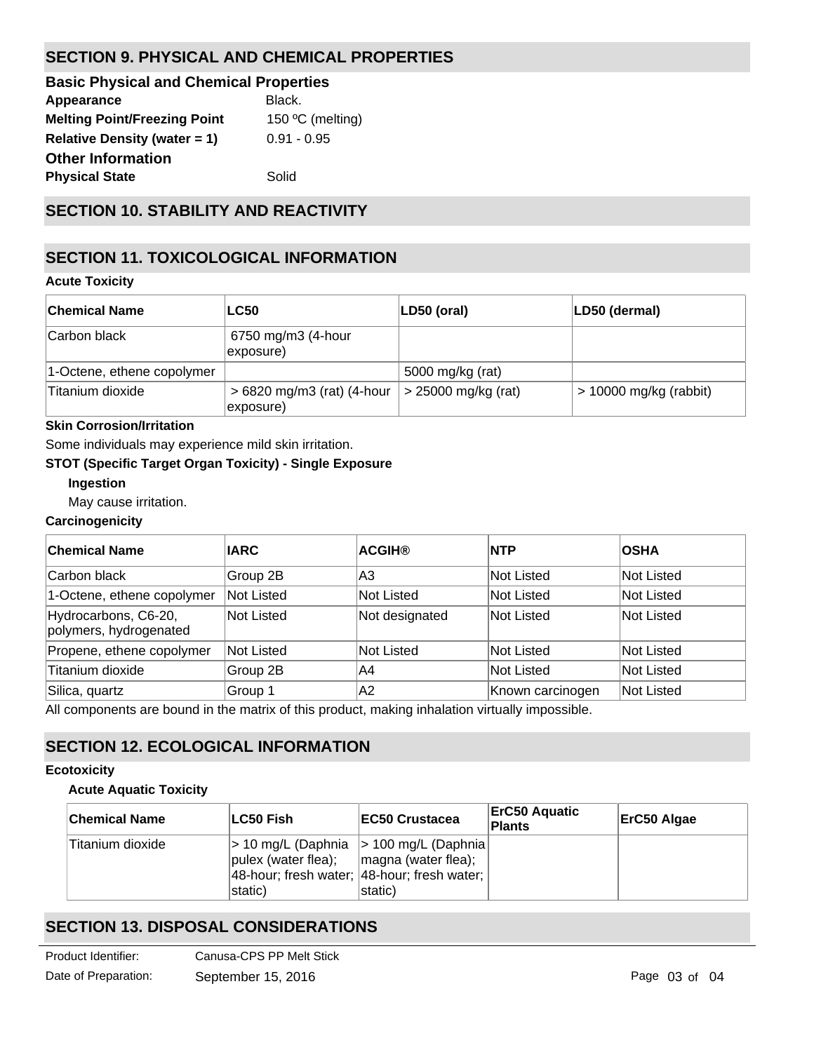## SECTION 9. PHYSICAL AND CHEMICAL PROPERTIES

### Basic Physical and Chemical Properties

**Appearance** Black.

**Melting Point/Freezing Point** 150 ºC (melting)

**Relative Density (water = 1)** 0.91 - 0.95

### Other Information

**Physical State** Solid

## SECTION 10. STABILITY AND REACTIVITY

## SECTION 11. TOXICOLOGICAL INFORMATION

**Acute Toxicity**

| Chemical Name | LC50 | LD50 (oral) | LD50 (dermal) |
|---|---|---|---|
| Carbon black | 6750 mg/m3 (4-hour exposure) | | |
| 1-Octene, ethene copolymer | | 5000 mg/kg (rat) | |
| Titanium dioxide | > 6820 mg/m3 (rat) (4-hour exposure) | > 25000 mg/kg (rat) | > 10000 mg/kg (rabbit) |

**Skin Corrosion/Irritation**

Some individuals may experience mild skin irritation.

**STOT (Specific Target Organ Toxicity) - Single Exposure**

**Ingestion**

May cause irritation.

**Carcinogenicity**

| Chemical Name | IARC | ACGIH® | NTP | OSHA |
|---|---|---|---|---|
| Carbon black | Group 2B | A3 | Not Listed | Not Listed |
| 1-Octene, ethene copolymer | Not Listed | Not Listed | Not Listed | Not Listed |
| Hydrocarbons, C6-20, polymers, hydrogenated | Not Listed | Not designated | Not Listed | Not Listed |
| Propene, ethene copolymer | Not Listed | Not Listed | Not Listed | Not Listed |
| Titanium dioxide | Group 2B | A4 | Not Listed | Not Listed |
| Silica, quartz | Group 1 | A2 | Known carcinogen | Not Listed |

All components are bound in the matrix of this product, making inhalation virtually impossible.

## SECTION 12. ECOLOGICAL INFORMATION

**Ecotoxicity**

**Acute Aquatic Toxicity**

| Chemical Name | LC50 Fish | EC50 Crustacea | ErC50 Aquatic Plants | ErC50 Algae |
|---|---|---|---|---|
| Titanium dioxide | > 10 mg/L (Daphnia pulex (water flea); 48-hour; fresh water; static) | > 100 mg/L (Daphnia magna (water flea); 48-hour; fresh water; static) | | |

## SECTION 13. DISPOSAL CONSIDERATIONS

Product Identifier: Canusa-CPS PP Melt Stick

Date of Preparation: September 15, 2016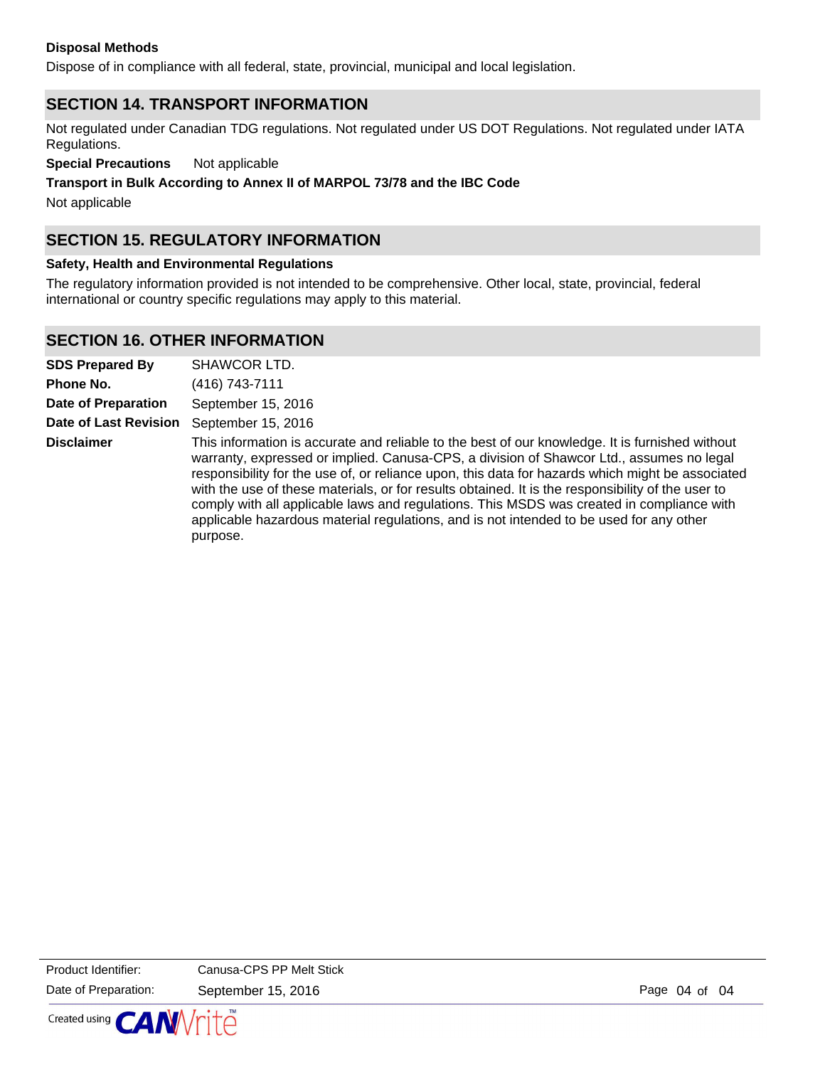**Disposal Methods**

Dispose of in compliance with all federal, state, provincial, municipal and local legislation.

## SECTION 14. TRANSPORT INFORMATION

Not regulated under Canadian TDG regulations. Not regulated under US DOT Regulations. Not regulated under IATA Regulations.

**Special Precautions** Not applicable

**Transport in Bulk According to Annex II of MARPOL 73/78 and the IBC Code**

Not applicable

## SECTION 15. REGULATORY INFORMATION

**Safety, Health and Environmental Regulations**

The regulatory information provided is not intended to be comprehensive. Other local, state, provincial, federal international or country specific regulations may apply to this material.

## SECTION 16. OTHER INFORMATION

| | |
|---|---|
| **SDS Prepared By** | SHAWCOR LTD. |
| **Phone No.** | (416) 743-7111 |
| **Date of Preparation** | September 15, 2016 |
| **Date of Last Revision** | September 15, 2016 |
| **Disclaimer** | This information is accurate and reliable to the best of our knowledge. It is furnished without warranty, expressed or implied. Canusa-CPS, a division of Shawcor Ltd., assumes no legal responsibility for the use of, or reliance upon, this data for hazards which might be associated with the use of these materials, or for results obtained. It is the responsibility of the user to comply with all applicable laws and regulations. This MSDS was created in compliance with applicable hazardous material regulations, and is not intended to be used for any other purpose. |